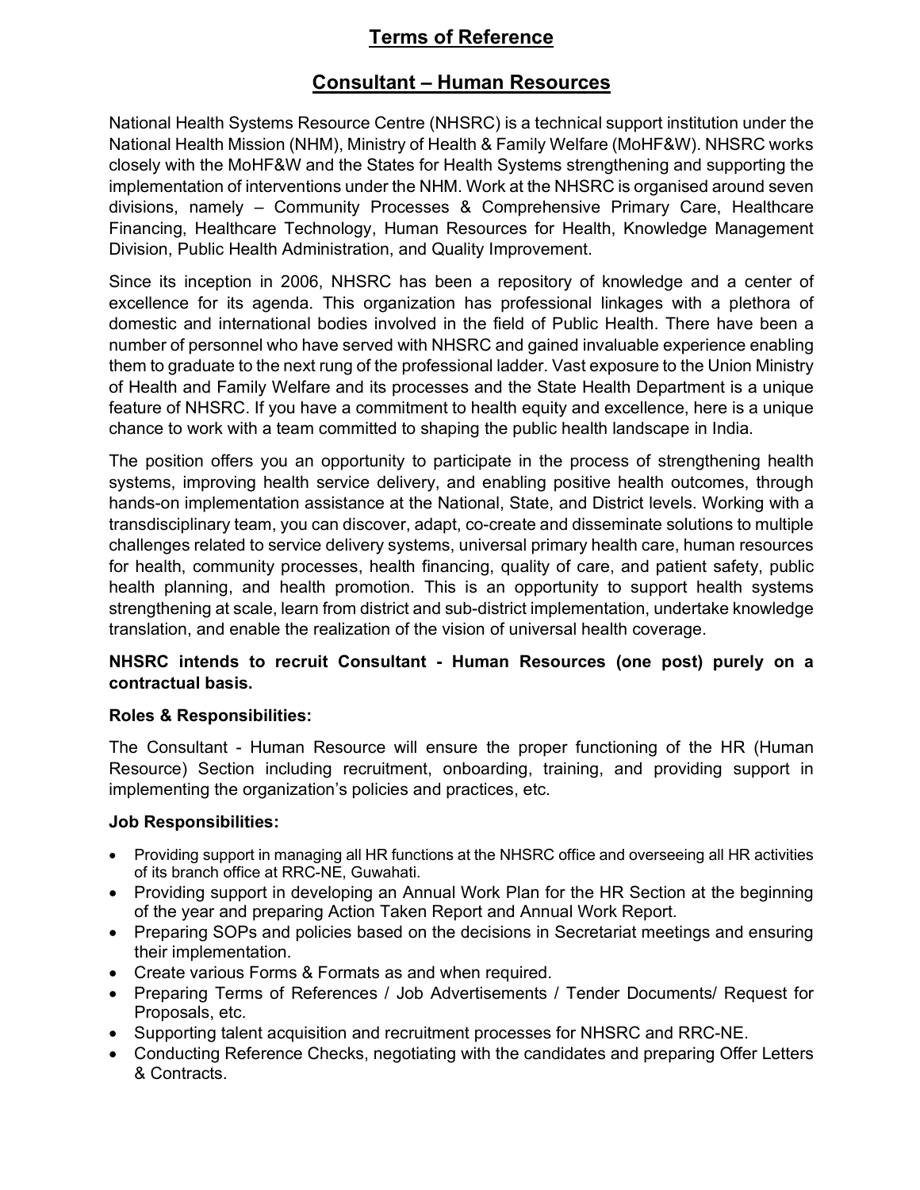# Terms of Reference

## Consultant – Human Resources

National Health Systems Resource Centre (NHSRC) is a technical support institution under the National Health Mission (NHM), Ministry of Health & Family Welfare (MoHF&W). NHSRC works closely with the MoHF&W and the States for Health Systems strengthening and supporting the implementation of interventions under the NHM. Work at the NHSRC is organised around seven divisions, namely – Community Processes & Comprehensive Primary Care, Healthcare Financing, Healthcare Technology, Human Resources for Health, Knowledge Management Division, Public Health Administration, and Quality Improvement.

Since its inception in 2006, NHSRC has been a repository of knowledge and a center of excellence for its agenda. This organization has professional linkages with a plethora of domestic and international bodies involved in the field of Public Health. There have been a number of personnel who have served with NHSRC and gained invaluable experience enabling them to graduate to the next rung of the professional ladder. Vast exposure to the Union Ministry of Health and Family Welfare and its processes and the State Health Department is a unique feature of NHSRC. If you have a commitment to health equity and excellence, here is a unique chance to work with a team committed to shaping the public health landscape in India.

The position offers you an opportunity to participate in the process of strengthening health systems, improving health service delivery, and enabling positive health outcomes, through hands-on implementation assistance at the National, State, and District levels. Working with a transdisciplinary team, you can discover, adapt, co-create and disseminate solutions to multiple challenges related to service delivery systems, universal primary health care, human resources for health, community processes, health financing, quality of care, and patient safety, public health planning, and health promotion. This is an opportunity to support health systems strengthening at scale, learn from district and sub-district implementation, undertake knowledge translation, and enable the realization of the vision of universal health coverage.

**NHSRC intends to recruit Consultant - Human Resources (one post) purely on a contractual basis.**

**Roles & Responsibilities:**

The Consultant - Human Resource will ensure the proper functioning of the HR (Human Resource) Section including recruitment, onboarding, training, and providing support in implementing the organization's policies and practices, etc.

**Job Responsibilities:**

- Providing support in managing all HR functions at the NHSRC office and overseeing all HR activities of its branch office at RRC-NE, Guwahati.
- Providing support in developing an Annual Work Plan for the HR Section at the beginning of the year and preparing Action Taken Report and Annual Work Report.
- Preparing SOPs and policies based on the decisions in Secretariat meetings and ensuring their implementation.
- Create various Forms & Formats as and when required.
- Preparing Terms of References / Job Advertisements / Tender Documents/ Request for Proposals, etc.
- Supporting talent acquisition and recruitment processes for NHSRC and RRC-NE.
- Conducting Reference Checks, negotiating with the candidates and preparing Offer Letters & Contracts.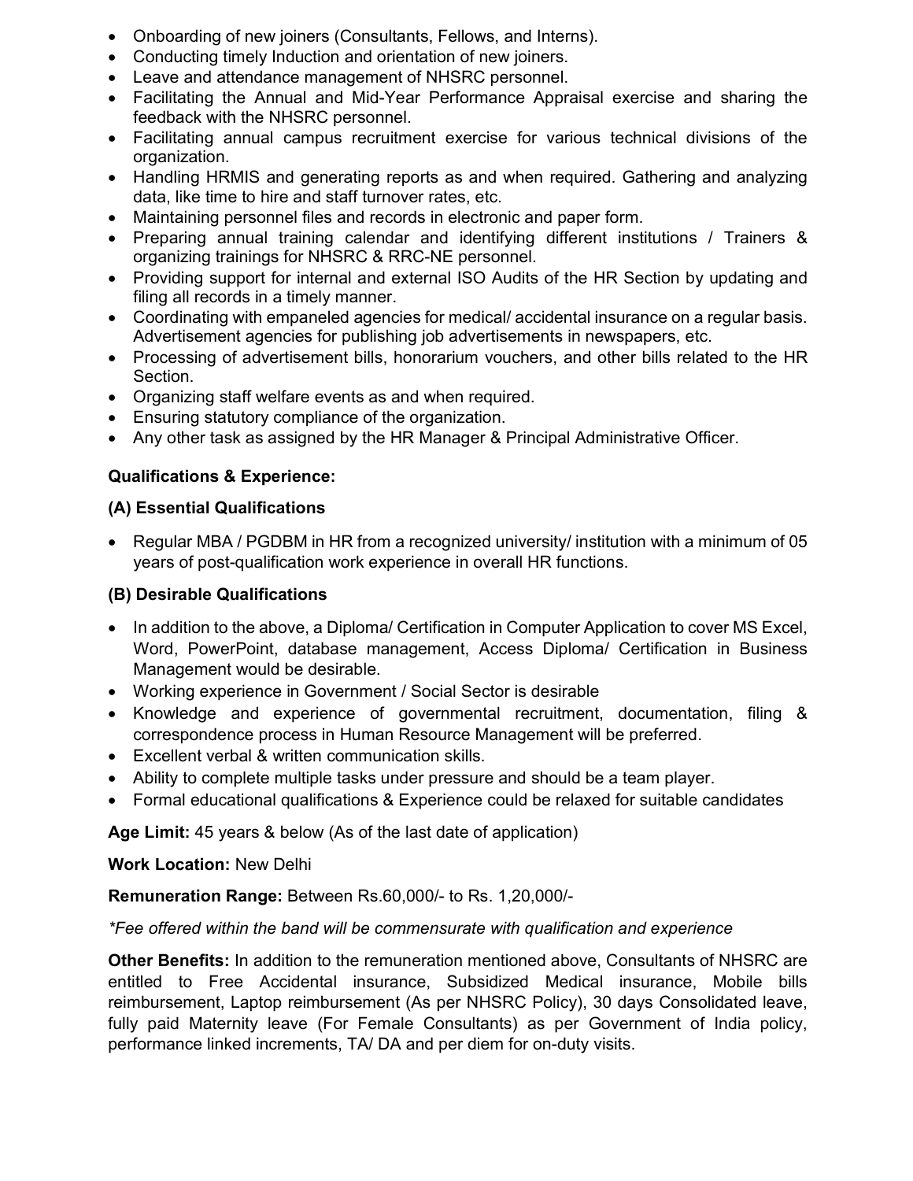- Onboarding of new joiners (Consultants, Fellows, and Interns).
- Conducting timely Induction and orientation of new joiners.
- Leave and attendance management of NHSRC personnel.
- Facilitating the Annual and Mid-Year Performance Appraisal exercise and sharing the feedback with the NHSRC personnel.
- Facilitating annual campus recruitment exercise for various technical divisions of the organization.
- Handling HRMIS and generating reports as and when required. Gathering and analyzing data, like time to hire and staff turnover rates, etc.
- Maintaining personnel files and records in electronic and paper form.
- Preparing annual training calendar and identifying different institutions / Trainers & organizing trainings for NHSRC & RRC-NE personnel.
- Providing support for internal and external ISO Audits of the HR Section by updating and filing all records in a timely manner.
- Coordinating with empaneled agencies for medical/ accidental insurance on a regular basis. Advertisement agencies for publishing job advertisements in newspapers, etc.
- Processing of advertisement bills, honorarium vouchers, and other bills related to the HR Section.
- Organizing staff welfare events as and when required.
- Ensuring statutory compliance of the organization.
- Any other task as assigned by the HR Manager & Principal Administrative Officer.

**Qualifications & Experience:**

**(A) Essential Qualifications**

- Regular MBA / PGDBM in HR from a recognized university/ institution with a minimum of 05 years of post-qualification work experience in overall HR functions.

**(B) Desirable Qualifications**

- In addition to the above, a Diploma/ Certification in Computer Application to cover MS Excel, Word, PowerPoint, database management, Access Diploma/ Certification in Business Management would be desirable.
- Working experience in Government / Social Sector is desirable
- Knowledge and experience of governmental recruitment, documentation, filing & correspondence process in Human Resource Management will be preferred.
- Excellent verbal & written communication skills.
- Ability to complete multiple tasks under pressure and should be a team player.
- Formal educational qualifications & Experience could be relaxed for suitable candidates

**Age Limit:** 45 years & below (As of the last date of application)

**Work Location:** New Delhi

**Remuneration Range:** Between Rs.60,000/- to Rs. 1,20,000/-

*\*Fee offered within the band will be commensurate with qualification and experience*

**Other Benefits:** In addition to the remuneration mentioned above, Consultants of NHSRC are entitled to Free Accidental insurance, Subsidized Medical insurance, Mobile bills reimbursement, Laptop reimbursement (As per NHSRC Policy), 30 days Consolidated leave, fully paid Maternity leave (For Female Consultants) as per Government of India policy, performance linked increments, TA/ DA and per diem for on-duty visits.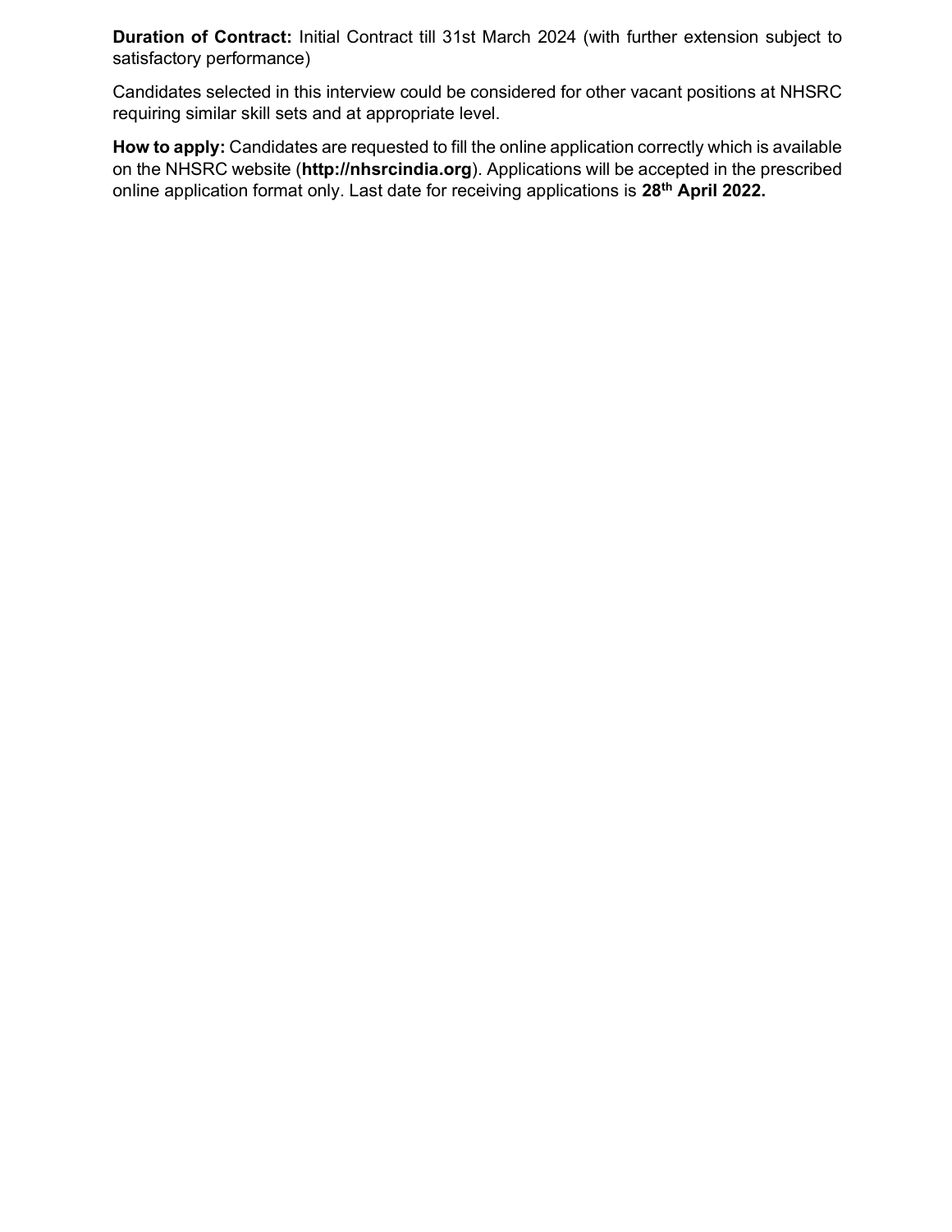**Duration of Contract:** Initial Contract till 31st March 2024 (with further extension subject to satisfactory performance)

Candidates selected in this interview could be considered for other vacant positions at NHSRC requiring similar skill sets and at appropriate level.

**How to apply:** Candidates are requested to fill the online application correctly which is available on the NHSRC website (**http://nhsrcindia.org**). Applications will be accepted in the prescribed online application format only. Last date for receiving applications is **28th April 2022.**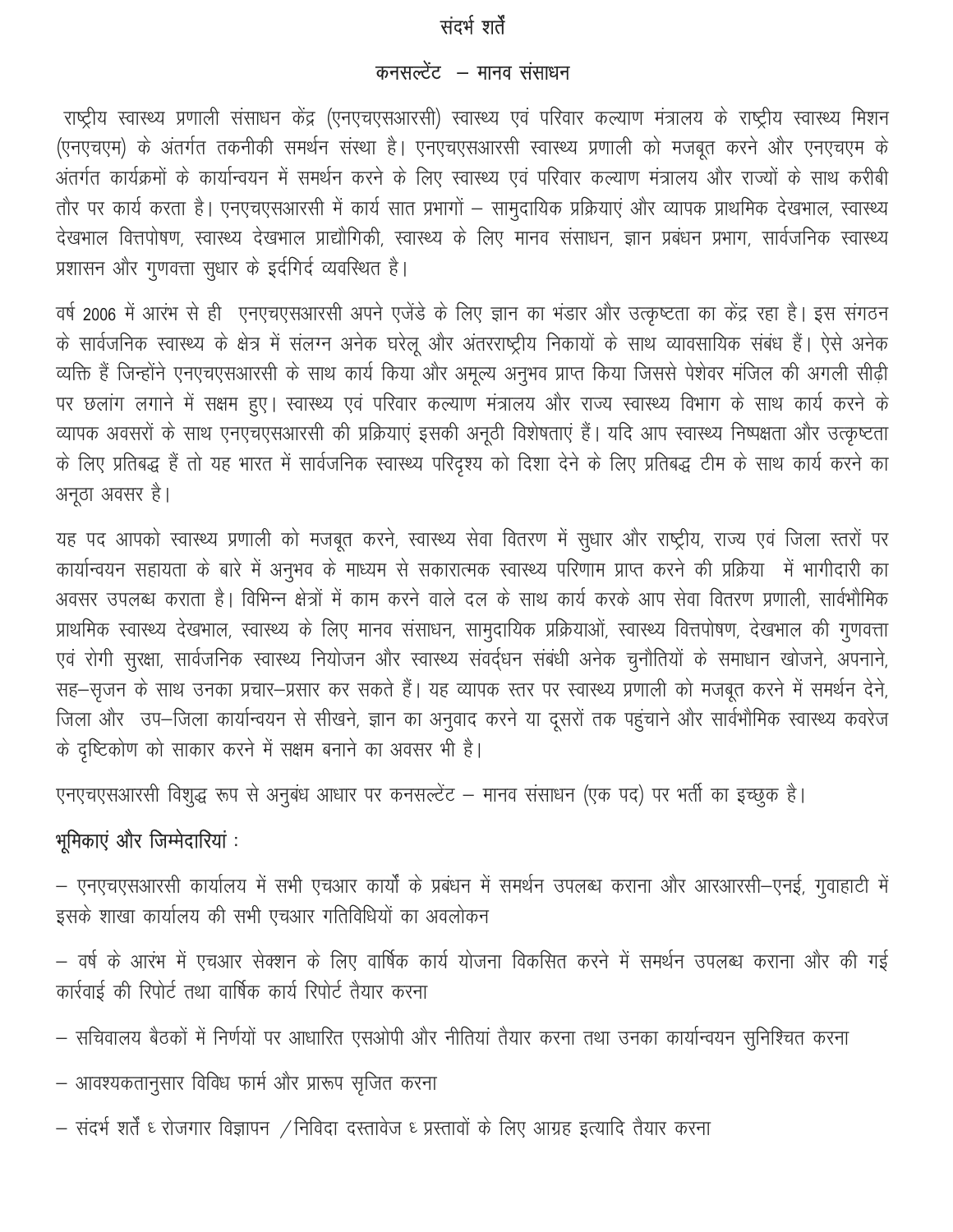## संदर्भ शर्तें

### कनसल्टेंट – मानव संसाधन

राष्ट्रीय स्वास्थ्य प्रणाली संसाधन केंद्र (एनएचएसआरसी) स्वास्थ्य एवं परिवार कल्याण मंत्रालय के राष्ट्रीय स्वास्थ्य मिशन (एनएचएम) के अंतर्गत तकनीकी समर्थन संस्था है। एनएचएसआरसी स्वास्थ्य प्रणाली को मजबूत करने और एनएचएम के अंतर्गत कार्यक्रमों के कार्यान्वयन में समर्थन करने के लिए स्वास्थ्य एवं परिवार कल्याण मंत्रालय और राज्यों के साथ करीबी तौर पर कार्य करता है। एनएचएसआरसी में कार्य सात प्रभागों – सामुदायिक प्रक्रियाएं और व्यापक प्राथमिक देखभाल, स्वास्थ्य देखभाल वित्तपोषण, स्वास्थ्य देखभाल प्राद्यौगिकी, स्वास्थ्य के लिए मानव संसाधन, ज्ञान प्रबंधन प्रभाग, सार्वजनिक स्वास्थ्य प्रशासन और गुणवत्ता सुधार के इर्दगिर्द व्यवस्थित है।

वर्ष 2006 में आरंभ से ही एनएचएसआरसी अपने एजेंडे के लिए ज्ञान का भंडार और उत्कृष्टता का केंद्र रहा है। इस संगठन के सार्वजनिक स्वास्थ्य के क्षेत्र में संलग्न अनेक घरेलू और अंतरराष्ट्रीय निकायों के साथ व्यावसायिक संबंध हैं। ऐसे अनेक व्यक्ति हैं जिन्होंने एनएचएसआरसी के साथ कार्य किया और अमूल्य अनुभव प्राप्त किया जिससे पेशेवर मंजिल की अगली सीढ़ी पर छलांग लगाने में सक्षम हुए। स्वास्थ्य एवं परिवार कल्याण मंत्रालय और राज्य स्वास्थ्य विभाग के साथ कार्य करने के व्यापक अवसरों के साथ एनएचएसआरसी की प्रक्रियाएं इसकी अनूठी विशेषताएं हैं। यदि आप स्वास्थ्य निष्पक्षता और उत्कृष्टता के लिए प्रतिबद्ध हैं तो यह भारत में सार्वजनिक स्वास्थ्य परिदृश्य को दिशा देने के लिए प्रतिबद्ध टीम के साथ कार्य करने का अनूठा अवसर है।

यह पद आपको स्वास्थ्य प्रणाली को मजबूत करने, स्वास्थ्य सेवा वितरण में सुधार और राष्ट्रीय, राज्य एवं जिला स्तरों पर कार्यान्वयन सहायता के बारे में अनुभव के माध्यम से सकारात्मक स्वास्थ्य परिणाम प्राप्त करने की प्रक्रिया में भागीदारी का अवसर उपलब्ध कराता है। विभिन्न क्षेत्रों में काम करने वाले दल के साथ कार्य करके आप सेवा वितरण प्रणाली, सार्वभौमिक प्राथमिक स्वास्थ्य देखभाल, स्वास्थ्य के लिए मानव संसाधन, सामुदायिक प्रक्रियाओं, स्वास्थ्य वित्तपोषण, देखभाल की गुणवत्ता एवं रोगी सुरक्षा, सार्वजनिक स्वास्थ्य नियोजन और स्वास्थ्य संवर्द्धन संबंधी अनेक चुनौतियों के समाधान खोजने, अपनाने, सह–सृजन के साथ उनका प्रचार–प्रसार कर सकते हैं। यह व्यापक स्तर पर स्वास्थ्य प्रणाली को मजबूत करने में समर्थन देने, जिला और उप–जिला कार्यान्वयन से सीखने, ज्ञान का अनुवाद करने या दूसरों तक पहुंचाने और सार्वभौमिक स्वास्थ्य कवरेज के दृष्टिकोण को साकार करने में सक्षम बनाने का अवसर भी है।

एनएचएसआरसी विशुद्ध रूप से अनुबंध आधार पर कनसल्टेंट – मानव संसाधन (एक पद) पर भर्ती का इच्छुक है।

### भूमिकाएं और जिम्मेदारियां :

– एनएचएसआरसी कार्यालय में सभी एचआर कार्यों के प्रबंधन में समर्थन उपलब्ध कराना और आरआरसी–एनई, गुवाहाटी में इसके शाखा कार्यालय की सभी एचआर गतिविधियों का अवलोकन

– वर्ष के आरंभ में एचआर सेक्शन के लिए वार्षिक कार्य योजना विकसित करने में समर्थन उपलब्ध कराना और की गई कार्रवाई की रिपोर्ट तथा वार्षिक कार्य रिपोर्ट तैयार करना

– सचिवालय बैठकों में निर्णयों पर आधारित एसओपी और नीतियां तैयार करना तथा उनका कार्यान्वयन सुनिश्चित करना

– आवश्यकतानुसार विविध फार्म और प्रारूप सृजित करना

– संदर्भ शर्तें ६ रोजगार विज्ञापन /निविदा दस्तावेज ६ प्रस्तावों के लिए आग्रह इत्यादि तैयार करना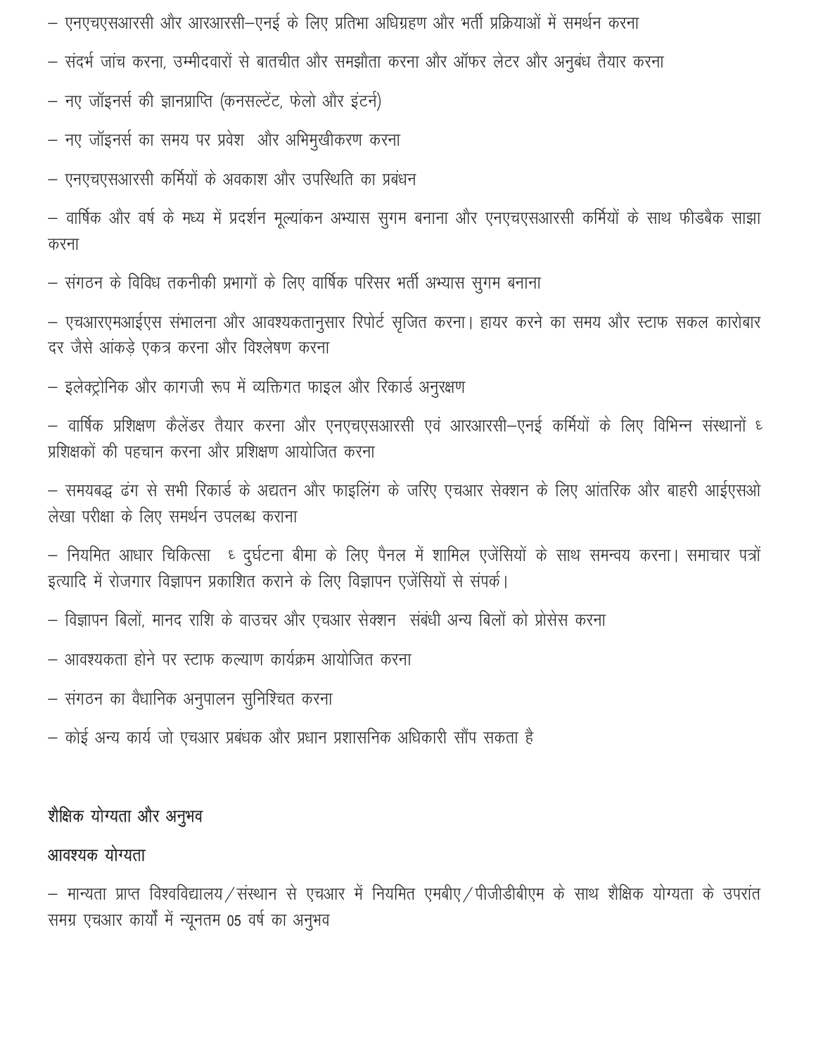– एनएचएसआरसी और आरआरसी–एनई के लिए प्रतिभा अधिग्रहण और भर्ती प्रक्रियाओं में समर्थन करना

– संदर्भ जांच करना, उम्मीदवारों से बातचीत और समझौता करना और ऑफर लेटर और अनुबंध तैयार करना

– नए जॉइनर्स की ज्ञानप्राप्ति (कनसल्टेंट, फेलो और इंटर्न)

– नए जॉइनर्स का समय पर प्रवेश और अभिमुखीकरण करना

– एनएचएसआरसी कर्मियों के अवकाश और उपस्थिति का प्रबंधन

– वार्षिक और वर्ष के मध्य में प्रदर्शन मूल्यांकन अभ्यास सुगम बनाना और एनएचएसआरसी कर्मियों के साथ फीडबैक साझा करना

– संगठन के विविध तकनीकी प्रभागों के लिए वार्षिक परिसर भर्ती अभ्यास सुगम बनाना

– एचआरएमआईएस संभालना और आवश्यकतानुसार रिपोर्ट सृजित करना। हायर करने का समय और स्टाफ सकल कारोबार दर जैसे आंकड़े एकत्र करना और विश्लेषण करना

– इलेक्ट्रोनिक और कागजी रूप में व्यक्तिगत फाइल और रिकार्ड अनुरक्षण

– वार्षिक प्रशिक्षण कैलेंडर तैयार करना और एनएचएसआरसी एवं आरआरसी–एनई कर्मियों के लिए विभिन्न संस्थानों ६ प्रशिक्षकों की पहचान करना और प्रशिक्षण आयोजित करना

– समयबद्ध ढंग से सभी रिकार्ड के अद्यतन और फाइलिंग के जरिए एचआर सेक्शन के लिए आंतरिक और बाहरी आईएसओ लेखा परीक्षा के लिए समर्थन उपलब्ध कराना

– नियमित आधार चिकित्सा ६ दुर्घटना बीमा के लिए पैनल में शामिल एजेंसियों के साथ समन्वय करना। समाचार पत्रों इत्यादि में रोजगार विज्ञापन प्रकाशित कराने के लिए विज्ञापन एजेंसियों से संपर्क।

– विज्ञापन बिलों, मानद राशि के वाउचर और एचआर सेक्शन संबंधी अन्य बिलों को प्रोसेस करना

– आवश्यकता होने पर स्टाफ कल्याण कार्यक्रम आयोजित करना

– संगठन का वैधानिक अनुपालन सुनिश्चित करना

– कोई अन्य कार्य जो एचआर प्रबंधक और प्रधान प्रशासनिक अधिकारी सौंप सकता है

## शैक्षिक योग्यता और अनुभव

### आवश्यक योग्यता

– मान्यता प्राप्त विश्वविद्यालय/संस्थान से एचआर में नियमित एमबीए/पीजीडीबीएम के साथ शैक्षिक योग्यता के उपरांत समग्र एचआर कार्यों में न्यूनतम 05 वर्ष का अनुभव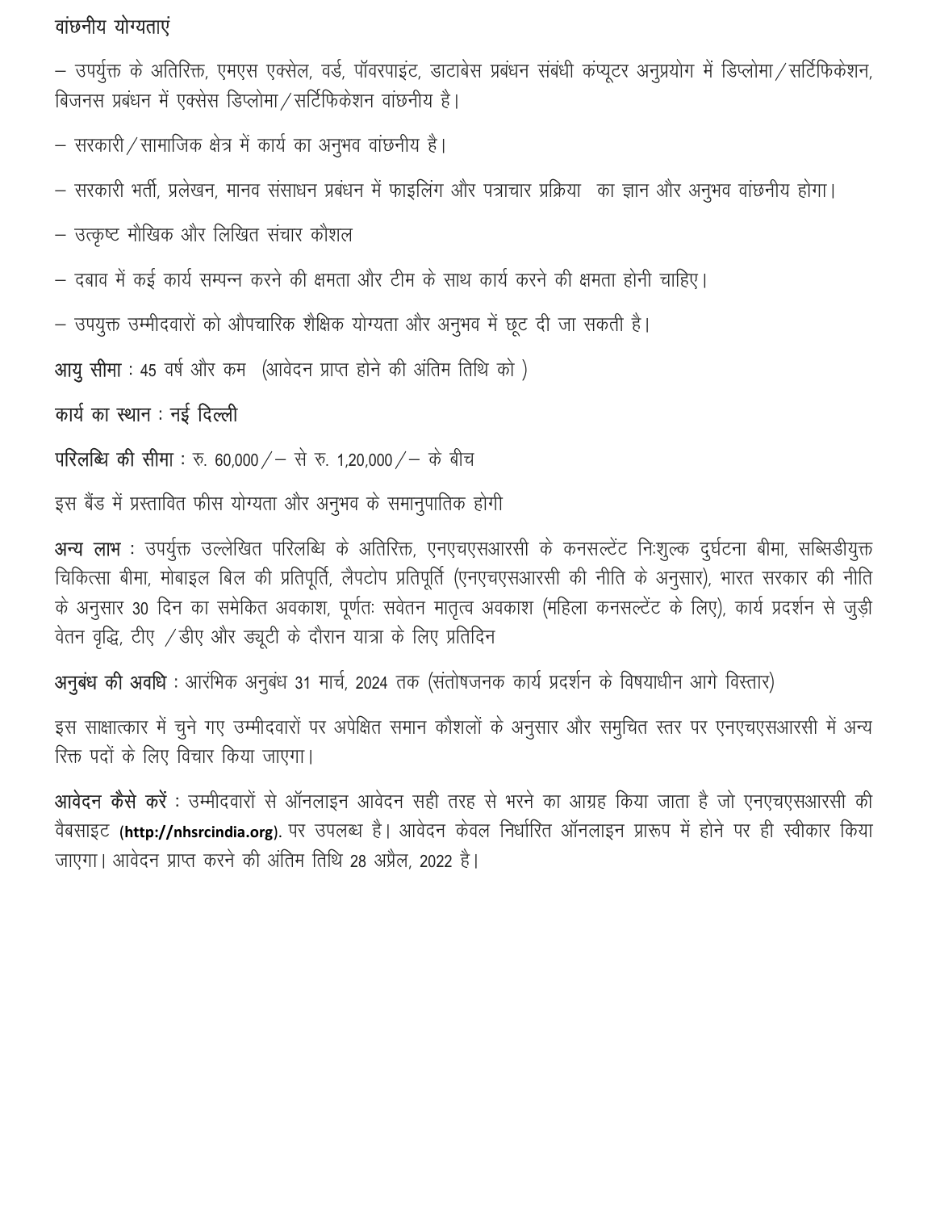वांछनीय योग्यताएं

– उपर्युक्त के अतिरिक्त, एमएस एक्सेल, वर्ड, पॉवरपाइंट, डाटाबेस प्रबंधन संबंधी कंप्यूटर अनुप्रयोग में डिप्लोमा/सर्टिफिकेशन, बिजनस प्रबंधन में एक्सेस डिप्लोमा/सर्टिफिकेशन वांछनीय है।

– सरकारी/सामाजिक क्षेत्र में कार्य का अनुभव वांछनीय है।

– सरकारी भर्ती, प्रलेखन, मानव संसाधन प्रबंधन में फाइलिंग और पत्राचार प्रक्रिया का ज्ञान और अनुभव वांछनीय होगा।

– उत्कृष्ट मौखिक और लिखित संचार कौशल

– दबाव में कई कार्य सम्पन्न करने की क्षमता और टीम के साथ कार्य करने की क्षमता होनी चाहिए।

– उपयुक्त उम्मीदवारों को औपचारिक शैक्षिक योग्यता और अनुभव में छूट दी जा सकती है।

**आयु सीमा** : 45 वर्ष और कम (आवेदन प्राप्त होने की अंतिम तिथि को )

**कार्य का स्थान : नई दिल्ली**

**परिलब्धि की सीमा** : रु. 60,000/– से रु. 1,20,000/– के बीच

इस बैंड में प्रस्तावित फीस योग्यता और अनुभव के समानुपातिक होगी

**अन्य लाभ** : उपर्युक्त उल्लेखित परिलब्धि के अतिरिक्त, एनएचएसआरसी के कनसल्टेंट निःशुल्क दुर्घटना बीमा, सब्सिडीयुक्त चिकित्सा बीमा, मोबाइल बिल की प्रतिपूर्ति, लैपटोप प्रतिपूर्ति (एनएचएसआरसी की नीति के अनुसार), भारत सरकार की नीति के अनुसार 30 दिन का समेकित अवकाश, पूर्णतः सवेतन मातृत्व अवकाश (महिला कनसल्टेंट के लिए), कार्य प्रदर्शन से जुड़ी वेतन वृद्धि, टीए /डीए और ड्यूटी के दौरान यात्रा के लिए प्रतिदिन

**अनुबंध की अवधि** : आरंभिक अनुबंध 31 मार्च, 2024 तक (संतोषजनक कार्य प्रदर्शन के विषयाधीन आगे विस्तार)

इस साक्षात्कार में चुने गए उम्मीदवारों पर अपेक्षित समान कौशलों के अनुसार और समुचित स्तर पर एनएचएसआरसी में अन्य रिक्त पदों के लिए विचार किया जाएगा।

**आवेदन कैसे करें** : उम्मीदवारों से ऑनलाइन आवेदन सही तरह से भरने का आग्रह किया जाता है जो एनएचएसआरसी की वैबसाइट (**http://nhsrcindia.org**). पर उपलब्ध है। आवेदन केवल निर्धारित ऑनलाइन प्रारूप में होने पर ही स्वीकार किया जाएगा। आवेदन प्राप्त करने की अंतिम तिथि 28 अप्रैल, 2022 है।